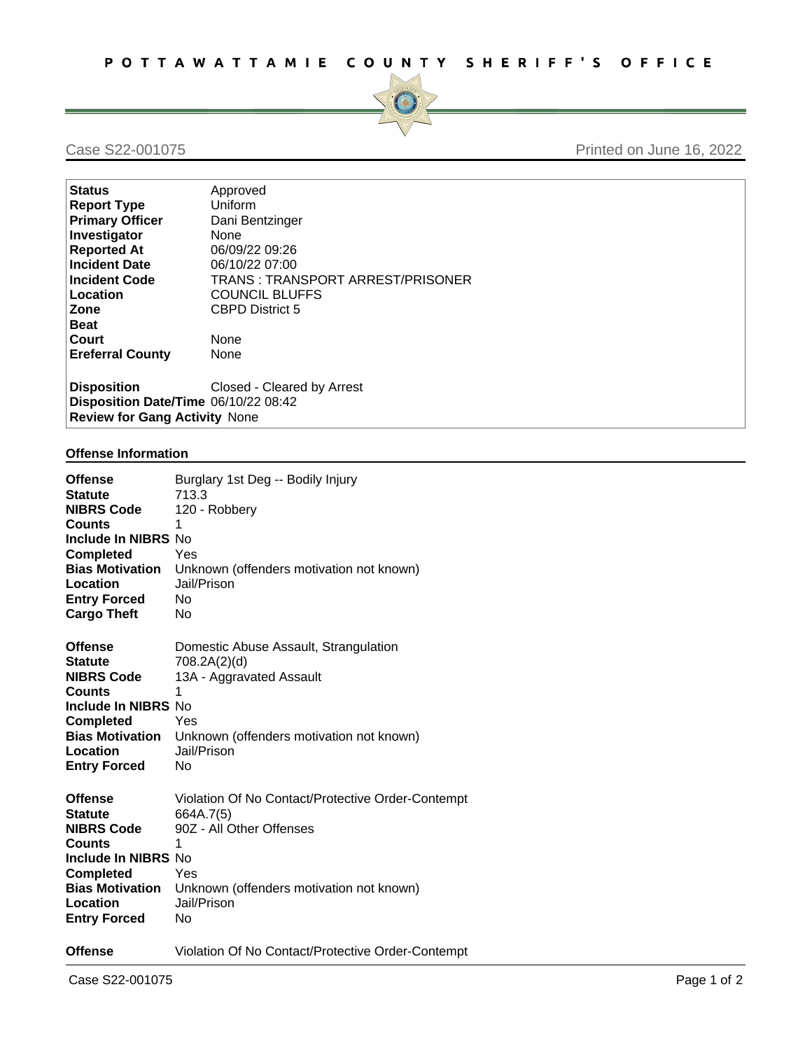# POTTAWATTAMIE COUNTY SHERIFF'S OFFICE

Case S22-001075 — Printed on June 16, 2022

| | |
|---|---|
| **Status** | Approved |
| **Report Type** | Uniform |
| **Primary Officer** | Dani Bentzinger |
| **Investigator** | None |
| **Reported At** | 06/09/22 09:26 |
| **Incident Date** | 06/10/22 07:00 |
| **Incident Code** | TRANS : TRANSPORT ARREST/PRISONER |
| **Location** | COUNCIL BLUFFS |
| **Zone** | CBPD District 5 |
| **Beat** | |
| **Court** | None |
| **Ereferral County** | None |
| **Disposition** | Closed - Cleared by Arrest |
| **Disposition Date/Time** | 06/10/22 08:42 |
| **Review for Gang Activity** | None |

## Offense Information

| | |
|---|---|
| **Offense** | Burglary 1st Deg -- Bodily Injury |
| **Statute** | 713.3 |
| **NIBRS Code** | 120 - Robbery |
| **Counts** | 1 |
| **Include In NIBRS** | No |
| **Completed** | Yes |
| **Bias Motivation** | Unknown (offenders motivation not known) |
| **Location** | Jail/Prison |
| **Entry Forced** | No |
| **Cargo Theft** | No |

| | |
|---|---|
| **Offense** | Domestic Abuse Assault, Strangulation |
| **Statute** | 708.2A(2)(d) |
| **NIBRS Code** | 13A - Aggravated Assault |
| **Counts** | 1 |
| **Include In NIBRS** | No |
| **Completed** | Yes |
| **Bias Motivation** | Unknown (offenders motivation not known) |
| **Location** | Jail/Prison |
| **Entry Forced** | No |

| | |
|---|---|
| **Offense** | Violation Of No Contact/Protective Order-Contempt |
| **Statute** | 664A.7(5) |
| **NIBRS Code** | 90Z - All Other Offenses |
| **Counts** | 1 |
| **Include In NIBRS** | No |
| **Completed** | Yes |
| **Bias Motivation** | Unknown (offenders motivation not known) |
| **Location** | Jail/Prison |
| **Entry Forced** | No |

| | |
|---|---|
| **Offense** | Violation Of No Contact/Protective Order-Contempt |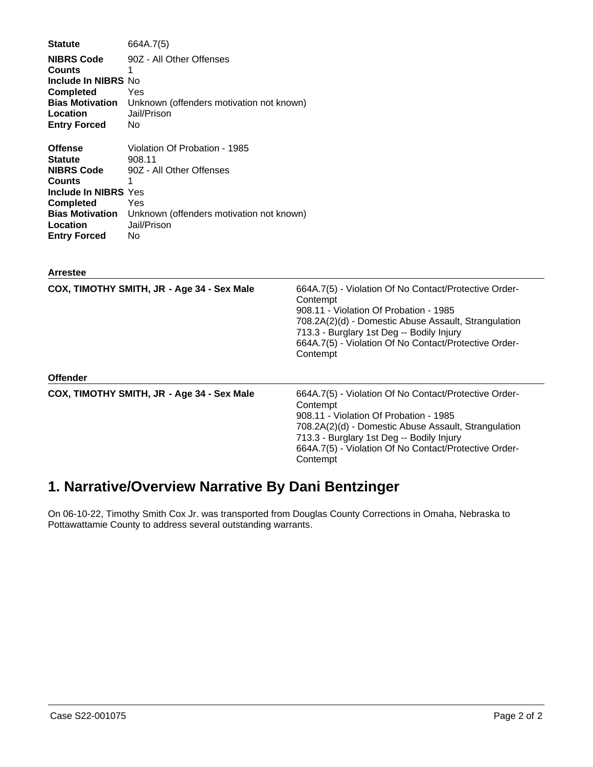**Statute** 664A.7(5)
**NIBRS Code** 90Z - All Other Offenses
**Counts** 1
**Include In NIBRS** No
**Completed** Yes
**Bias Motivation** Unknown (offenders motivation not known)
**Location** Jail/Prison
**Entry Forced** No

**Offense** Violation Of Probation - 1985
**Statute** 908.11
**NIBRS Code** 90Z - All Other Offenses
**Counts** 1
**Include In NIBRS** Yes
**Completed** Yes
**Bias Motivation** Unknown (offenders motivation not known)
**Location** Jail/Prison
**Entry Forced** No

**Arrestee**

**COX, TIMOTHY SMITH, JR - Age 34 - Sex Male**

664A.7(5) - Violation Of No Contact/Protective Order-Contempt
908.11 - Violation Of Probation - 1985
708.2A(2)(d) - Domestic Abuse Assault, Strangulation
713.3 - Burglary 1st Deg -- Bodily Injury
664A.7(5) - Violation Of No Contact/Protective Order-Contempt

**Offender**

**COX, TIMOTHY SMITH, JR - Age 34 - Sex Male**

664A.7(5) - Violation Of No Contact/Protective Order-Contempt
908.11 - Violation Of Probation - 1985
708.2A(2)(d) - Domestic Abuse Assault, Strangulation
713.3 - Burglary 1st Deg -- Bodily Injury
664A.7(5) - Violation Of No Contact/Protective Order-Contempt

# 1. Narrative/Overview Narrative By Dani Bentzinger

On 06-10-22, Timothy Smith Cox Jr. was transported from Douglas County Corrections in Omaha, Nebraska to Pottawattamie County to address several outstanding warrants.

Case S22-001075